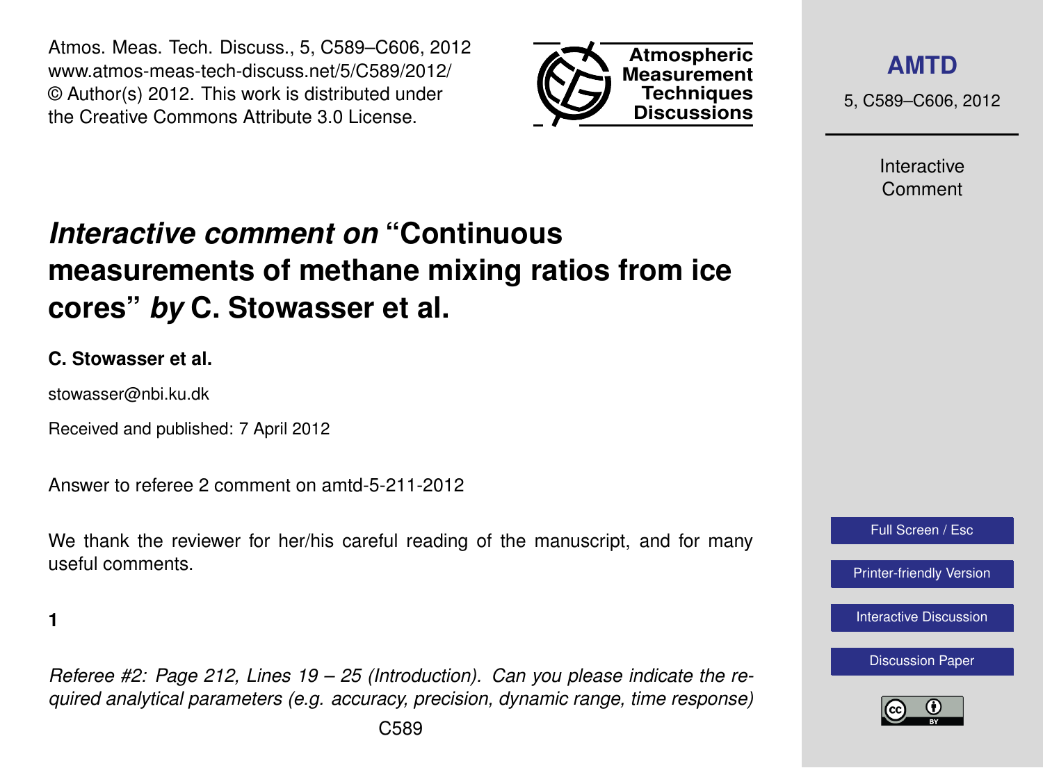# *Interactive comment on* "Continuous measurements of methane mixing ratios from ice cores" *by* C. Stowasser et al.

**C. Stowasser et al.**

stowasser@nbi.ku.dk

Received and published: 7 April 2012

Answer to referee 2 comment on amtd-5-211-2012

We thank the reviewer for her/his careful reading of the manuscript, and for many useful comments.

**1**

*Referee #2: Page 212, Lines 19 – 25 (Introduction). Can you please indicate the required analytical parameters (e.g. accuracy, precision, dynamic range, time response)*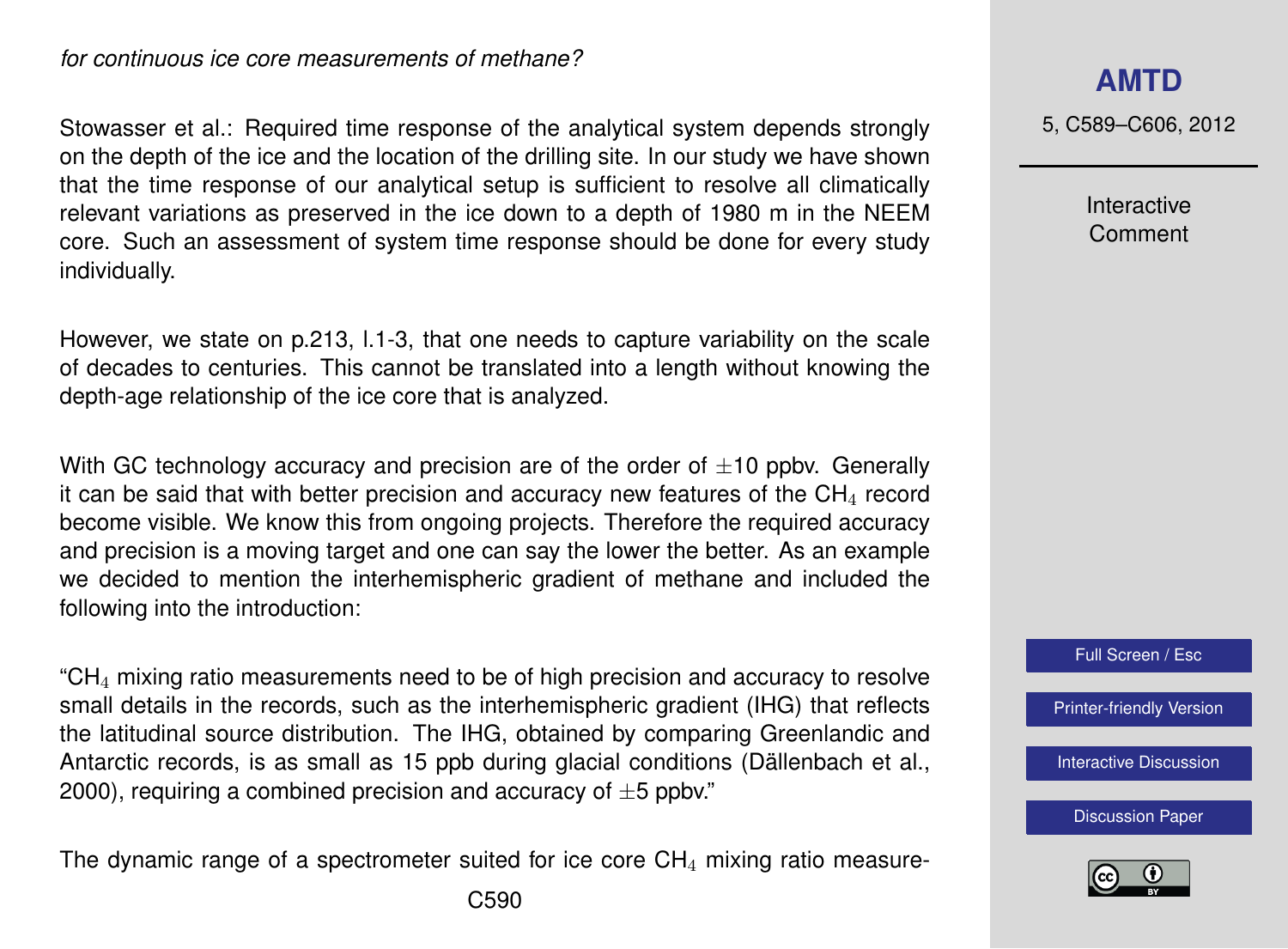*for continuous ice core measurements of methane?*

Stowasser et al.: Required time response of the analytical system depends strongly on the depth of the ice and the location of the drilling site. In our study we have shown that the time response of our analytical setup is sufficient to resolve all climatically relevant variations as preserved in the ice down to a depth of 1980 m in the NEEM core. Such an assessment of system time response should be done for every study individually.

However, we state on p.213, l.1-3, that one needs to capture variability on the scale of decades to centuries. This cannot be translated into a length without knowing the depth-age relationship of the ice core that is analyzed.

With GC technology accuracy and precision are of the order of $\pm 10$ ppbv. Generally it can be said that with better precision and accuracy new features of the $CH_4$ record become visible. We know this from ongoing projects. Therefore the required accuracy and precision is a moving target and one can say the lower the better. As an example we decided to mention the interhemispheric gradient of methane and included the following into the introduction:

"$CH_4$ mixing ratio measurements need to be of high precision and accuracy to resolve small details in the records, such as the interhemispheric gradient (IHG) that reflects the latitudinal source distribution. The IHG, obtained by comparing Greenlandic and Antarctic records, is as small as 15 ppb during glacial conditions (Dällenbach et al., 2000), requiring a combined precision and accuracy of $\pm 5$ ppbv."

The dynamic range of a spectrometer suited for ice core $CH_4$ mixing ratio measure-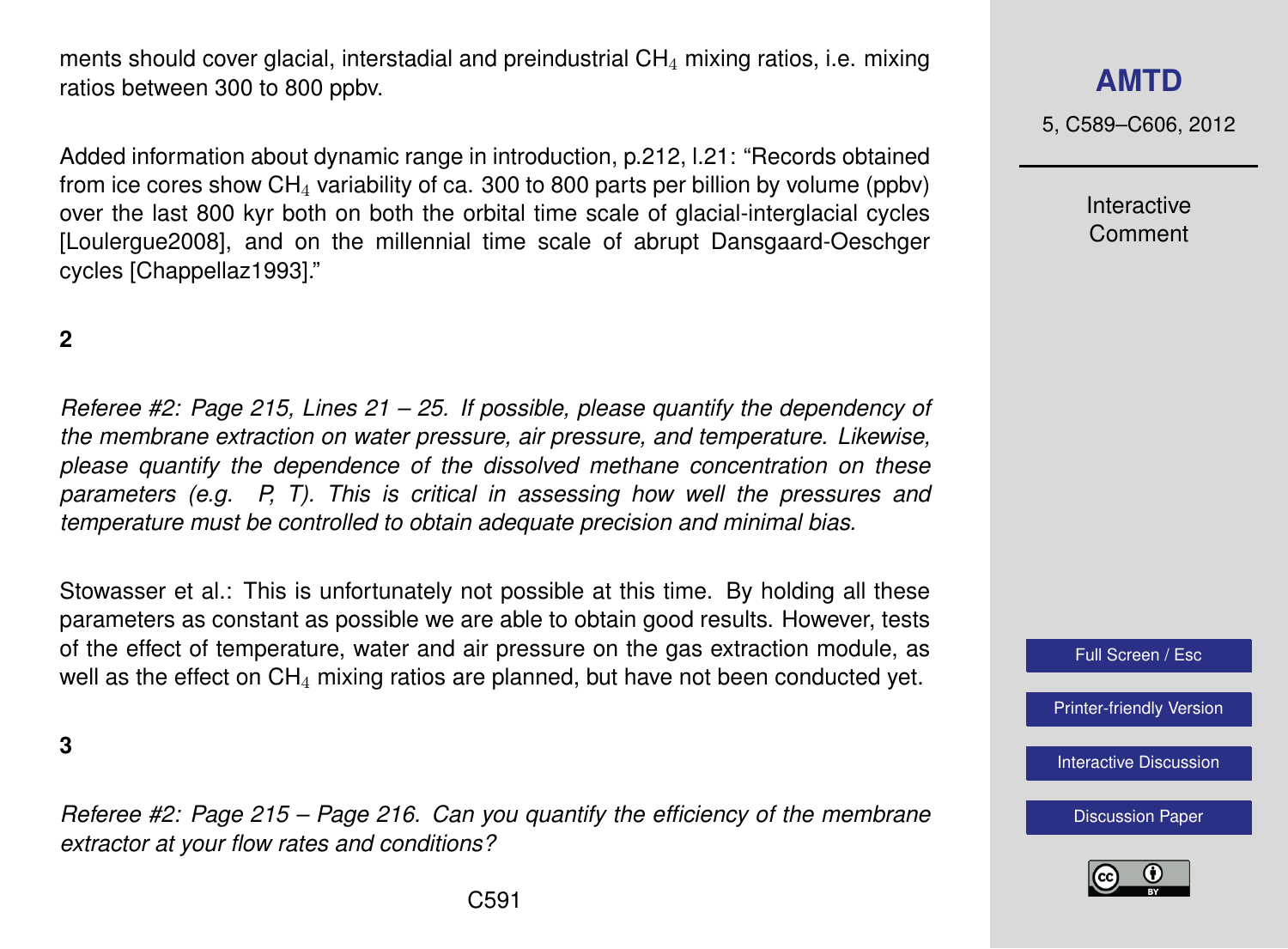ments should cover glacial, interstadial and preindustrial $CH_4$ mixing ratios, i.e. mixing ratios between 300 to 800 ppbv.

Added information about dynamic range in introduction, p.212, l.21: "Records obtained from ice cores show $CH_4$ variability of ca. 300 to 800 parts per billion by volume (ppbv) over the last 800 kyr both on both the orbital time scale of glacial-interglacial cycles [Loulergue2008], and on the millennial time scale of abrupt Dansgaard-Oeschger cycles [Chappellaz1993]."

**2**

*Referee #2: Page 215, Lines 21 – 25. If possible, please quantify the dependency of the membrane extraction on water pressure, air pressure, and temperature. Likewise, please quantify the dependence of the dissolved methane concentration on these parameters (e.g. P, T). This is critical in assessing how well the pressures and temperature must be controlled to obtain adequate precision and minimal bias.*

Stowasser et al.: This is unfortunately not possible at this time. By holding all these parameters as constant as possible we are able to obtain good results. However, tests of the effect of temperature, water and air pressure on the gas extraction module, as well as the effect on $CH_4$ mixing ratios are planned, but have not been conducted yet.

**3**

*Referee #2: Page 215 – Page 216. Can you quantify the efficiency of the membrane extractor at your flow rates and conditions?*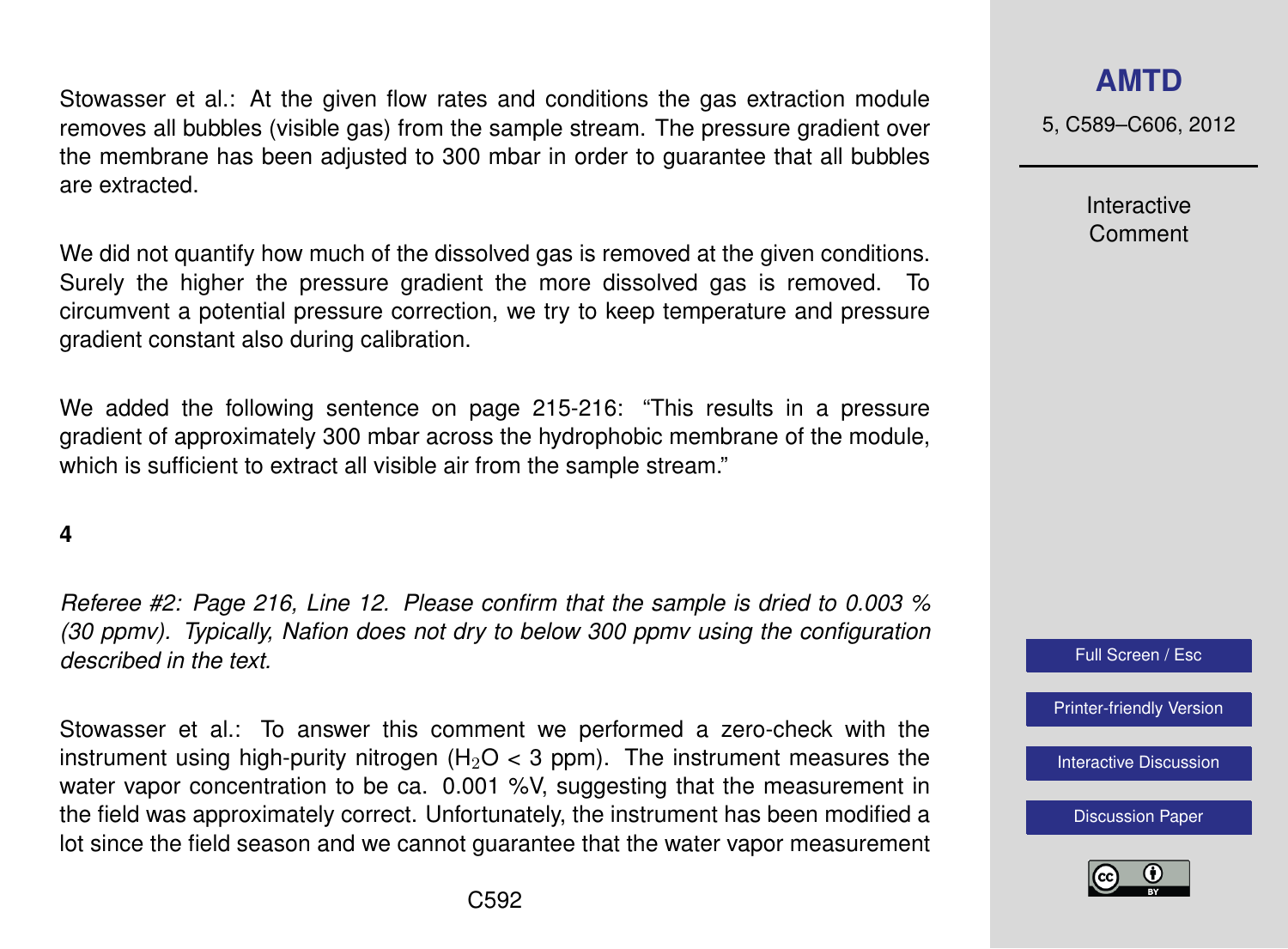Stowasser et al.: At the given flow rates and conditions the gas extraction module removes all bubbles (visible gas) from the sample stream. The pressure gradient over the membrane has been adjusted to 300 mbar in order to guarantee that all bubbles are extracted.

We did not quantify how much of the dissolved gas is removed at the given conditions. Surely the higher the pressure gradient the more dissolved gas is removed. To circumvent a potential pressure correction, we try to keep temperature and pressure gradient constant also during calibration.

We added the following sentence on page 215-216: "This results in a pressure gradient of approximately 300 mbar across the hydrophobic membrane of the module, which is sufficient to extract all visible air from the sample stream."

**4**

*Referee #2: Page 216, Line 12. Please confirm that the sample is dried to 0.003 % (30 ppmv). Typically, Nafion does not dry to below 300 ppmv using the configuration described in the text.*

Stowasser et al.: To answer this comment we performed a zero-check with the instrument using high-purity nitrogen ($H_2O$ < 3 ppm). The instrument measures the water vapor concentration to be ca. 0.001 %V, suggesting that the measurement in the field was approximately correct. Unfortunately, the instrument has been modified a lot since the field season and we cannot guarantee that the water vapor measurement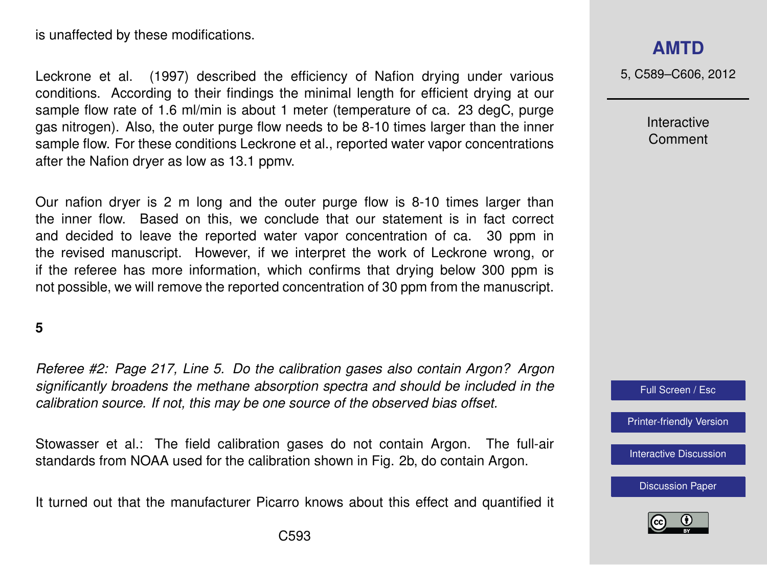is unaffected by these modifications.

Leckrone et al. (1997) described the efficiency of Nafion drying under various conditions. According to their findings the minimal length for efficient drying at our sample flow rate of 1.6 ml/min is about 1 meter (temperature of ca. 23 degC, purge gas nitrogen). Also, the outer purge flow needs to be 8-10 times larger than the inner sample flow. For these conditions Leckrone et al., reported water vapor concentrations after the Nafion dryer as low as 13.1 ppmv.

Our nafion dryer is 2 m long and the outer purge flow is 8-10 times larger than the inner flow. Based on this, we conclude that our statement is in fact correct and decided to leave the reported water vapor concentration of ca. 30 ppm in the revised manuscript. However, if we interpret the work of Leckrone wrong, or if the referee has more information, which confirms that drying below 300 ppm is not possible, we will remove the reported concentration of 30 ppm from the manuscript.

**5**

*Referee #2: Page 217, Line 5. Do the calibration gases also contain Argon? Argon significantly broadens the methane absorption spectra and should be included in the calibration source. If not, this may be one source of the observed bias offset.*

Stowasser et al.: The field calibration gases do not contain Argon. The full-air standards from NOAA used for the calibration shown in Fig. 2b, do contain Argon.

It turned out that the manufacturer Picarro knows about this effect and quantified it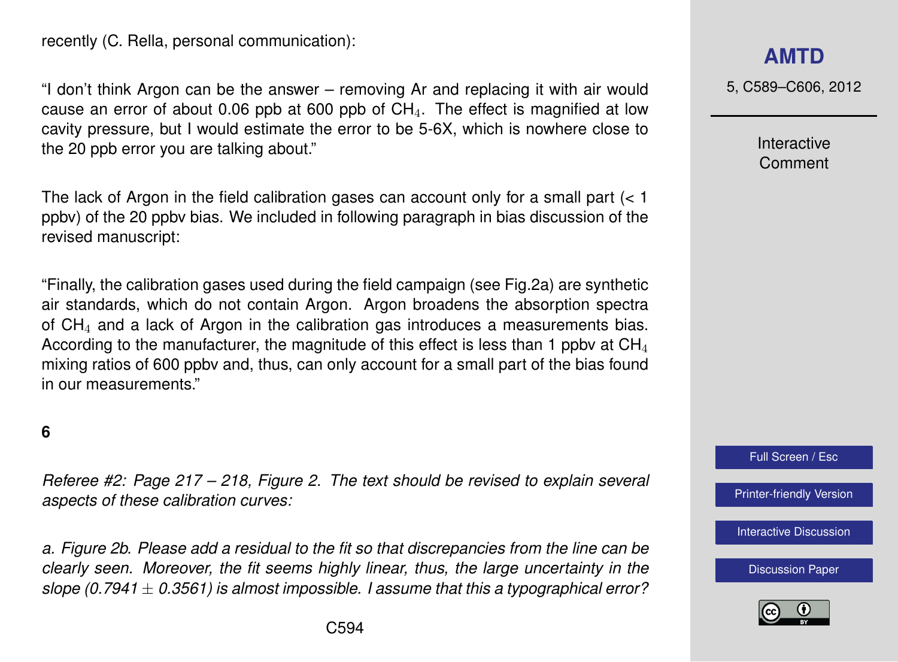recently (C. Rella, personal communication):

"I don't think Argon can be the answer – removing Ar and replacing it with air would cause an error of about 0.06 ppb at 600 ppb of $CH_4$. The effect is magnified at low cavity pressure, but I would estimate the error to be 5-6X, which is nowhere close to the 20 ppb error you are talking about."

The lack of Argon in the field calibration gases can account only for a small part (< 1 ppbv) of the 20 ppbv bias. We included in following paragraph in bias discussion of the revised manuscript:

"Finally, the calibration gases used during the field campaign (see Fig.2a) are synthetic air standards, which do not contain Argon. Argon broadens the absorption spectra of $CH_4$ and a lack of Argon in the calibration gas introduces a measurements bias. According to the manufacturer, the magnitude of this effect is less than 1 ppbv at $CH_4$ mixing ratios of 600 ppbv and, thus, can only account for a small part of the bias found in our measurements."

**6**

*Referee #2: Page 217 – 218, Figure 2. The text should be revised to explain several aspects of these calibration curves:*

*a. Figure 2b. Please add a residual to the fit so that discrepancies from the line can be clearly seen. Moreover, the fit seems highly linear, thus, the large uncertainty in the slope (0.7941 $\pm$ 0.3561) is almost impossible. I assume that this a typographical error?*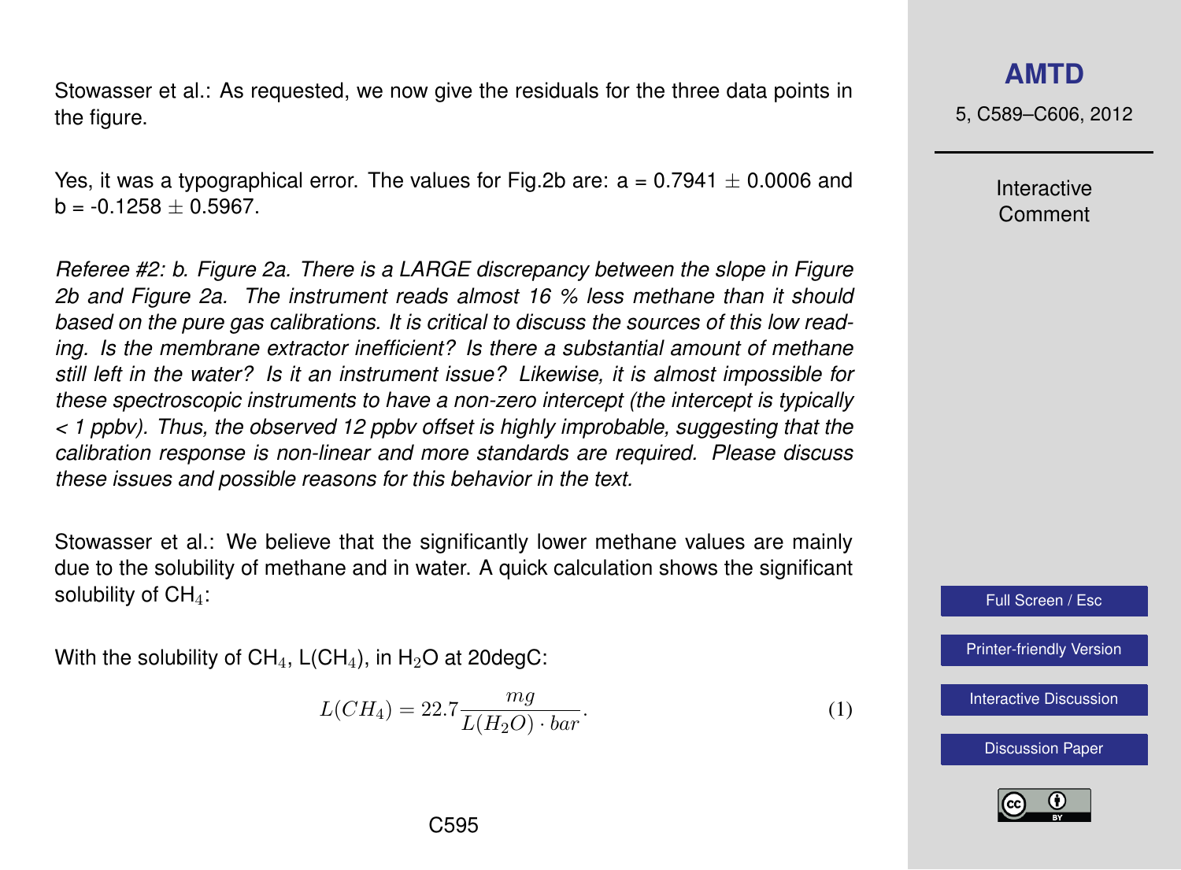Stowasser et al.: As requested, we now give the residuals for the three data points in the figure.

Yes, it was a typographical error. The values for Fig.2b are: a = 0.7941 $\pm$ 0.0006 and b = -0.1258 $\pm$ 0.5967.

*Referee #2: b. Figure 2a. There is a LARGE discrepancy between the slope in Figure 2b and Figure 2a. The instrument reads almost 16 % less methane than it should based on the pure gas calibrations. It is critical to discuss the sources of this low reading. Is the membrane extractor inefficient? Is there a substantial amount of methane still left in the water? Is it an instrument issue? Likewise, it is almost impossible for these spectroscopic instruments to have a non-zero intercept (the intercept is typically < 1 ppbv). Thus, the observed 12 ppbv offset is highly improbable, suggesting that the calibration response is non-linear and more standards are required. Please discuss these issues and possible reasons for this behavior in the text.*

Stowasser et al.: We believe that the significantly lower methane values are mainly due to the solubility of methane and in water. A quick calculation shows the significant solubility of $CH_4$:

With the solubility of $CH_4$, L($CH_4$), in $H_2O$ at 20degC:

$$L(CH_4) = 22.7 \frac{mg}{L(H_2O) \cdot bar}. \tag{1}$$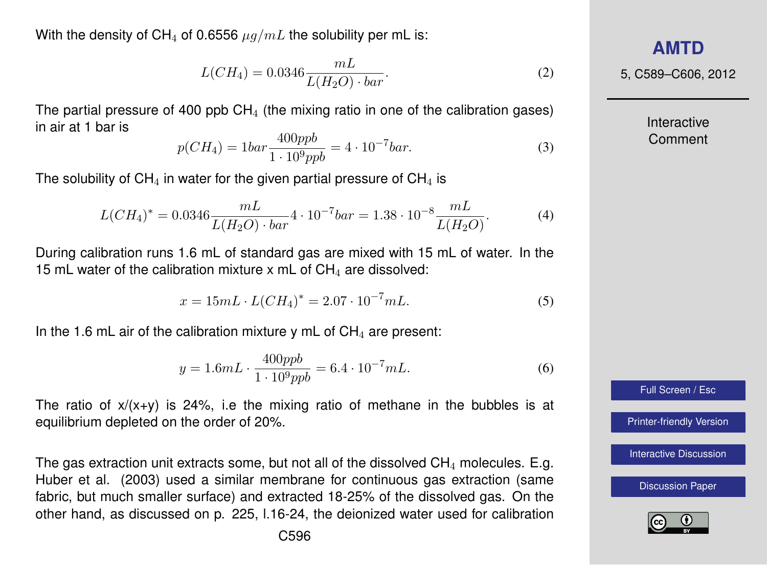With the density of $CH_4$ of 0.6556 $\mu g/mL$ the solubility per mL is:

$$L(CH_4) = 0.0346 \frac{mL}{L(H_2O) \cdot bar}. \tag{2}$$

The partial pressure of 400 ppb $CH_4$ (the mixing ratio in one of the calibration gases) in air at 1 bar is

$$p(CH_4) = 1bar \frac{400ppb}{1 \cdot 10^9 ppb} = 4 \cdot 10^{-7} bar. \tag{3}$$

The solubility of $CH_4$ in water for the given partial pressure of $CH_4$ is

$$L(CH_4)^* = 0.0346 \frac{mL}{L(H_2O) \cdot bar} 4 \cdot 10^{-7} bar = 1.38 \cdot 10^{-8} \frac{mL}{L(H_2O)}. \tag{4}$$

During calibration runs 1.6 mL of standard gas are mixed with 15 mL of water. In the 15 mL water of the calibration mixture x mL of $CH_4$ are dissolved:

$$x = 15mL \cdot L(CH_4)^* = 2.07 \cdot 10^{-7} mL. \tag{5}$$

In the 1.6 mL air of the calibration mixture y mL of $CH_4$ are present:

$$y = 1.6mL \cdot \frac{400ppb}{1 \cdot 10^9 ppb} = 6.4 \cdot 10^{-7} mL. \tag{6}$$

The ratio of x/(x+y) is 24%, i.e the mixing ratio of methane in the bubbles is at equilibrium depleted on the order of 20%.

The gas extraction unit extracts some, but not all of the dissolved $CH_4$ molecules. E.g. Huber et al. (2003) used a similar membrane for continuous gas extraction (same fabric, but much smaller surface) and extracted 18-25% of the dissolved gas. On the other hand, as discussed on p. 225, l.16-24, the deionized water used for calibration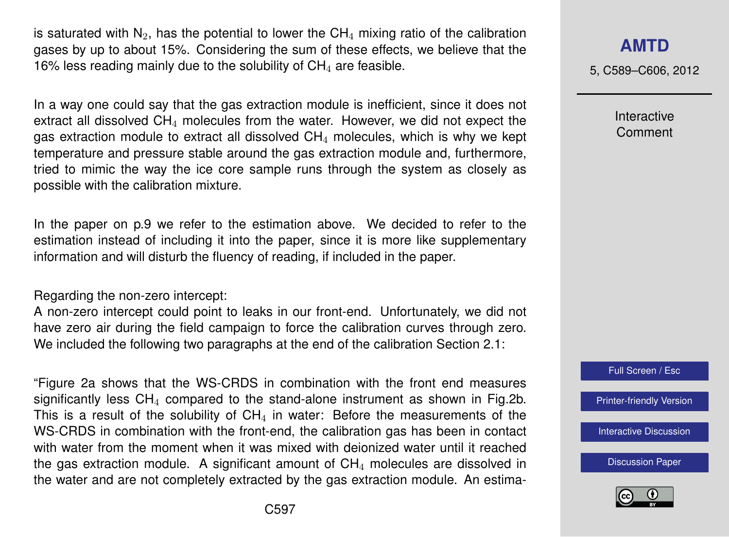is saturated with $N_2$, has the potential to lower the $CH_4$ mixing ratio of the calibration gases by up to about 15%. Considering the sum of these effects, we believe that the 16% less reading mainly due to the solubility of $CH_4$ are feasible.

In a way one could say that the gas extraction module is inefficient, since it does not extract all dissolved $CH_4$ molecules from the water. However, we did not expect the gas extraction module to extract all dissolved $CH_4$ molecules, which is why we kept temperature and pressure stable around the gas extraction module and, furthermore, tried to mimic the way the ice core sample runs through the system as closely as possible with the calibration mixture.

In the paper on p.9 we refer to the estimation above. We decided to refer to the estimation instead of including it into the paper, since it is more like supplementary information and will disturb the fluency of reading, if included in the paper.

Regarding the non-zero intercept:
A non-zero intercept could point to leaks in our front-end. Unfortunately, we did not have zero air during the field campaign to force the calibration curves through zero. We included the following two paragraphs at the end of the calibration Section 2.1:

"Figure 2a shows that the WS-CRDS in combination with the front end measures significantly less $CH_4$ compared to the stand-alone instrument as shown in Fig.2b. This is a result of the solubility of $CH_4$ in water: Before the measurements of the WS-CRDS in combination with the front-end, the calibration gas has been in contact with water from the moment when it was mixed with deionized water until it reached the gas extraction module. A significant amount of $CH_4$ molecules are dissolved in the water and are not completely extracted by the gas extraction module. An estima-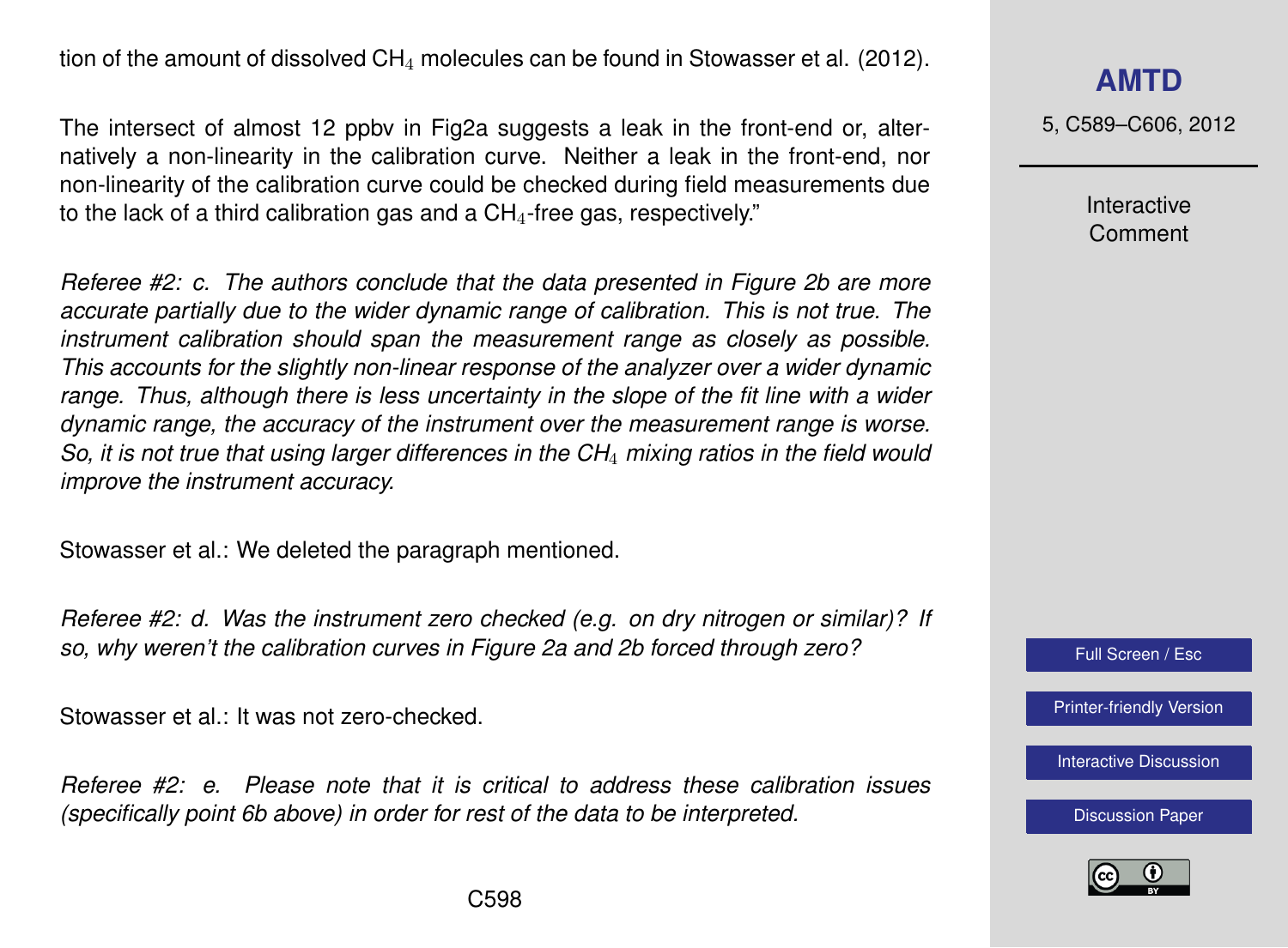tion of the amount of dissolved $CH_4$ molecules can be found in Stowasser et al. (2012).

The intersect of almost 12 ppbv in Fig2a suggests a leak in the front-end or, alternatively a non-linearity in the calibration curve. Neither a leak in the front-end, nor non-linearity of the calibration curve could be checked during field measurements due to the lack of a third calibration gas and a $CH_4$-free gas, respectively."

*Referee #2: c. The authors conclude that the data presented in Figure 2b are more accurate partially due to the wider dynamic range of calibration. This is not true. The instrument calibration should span the measurement range as closely as possible. This accounts for the slightly non-linear response of the analyzer over a wider dynamic range. Thus, although there is less uncertainty in the slope of the fit line with a wider dynamic range, the accuracy of the instrument over the measurement range is worse. So, it is not true that using larger differences in the $CH_4$ mixing ratios in the field would improve the instrument accuracy.*

Stowasser et al.: We deleted the paragraph mentioned.

*Referee #2: d. Was the instrument zero checked (e.g. on dry nitrogen or similar)? If so, why weren't the calibration curves in Figure 2a and 2b forced through zero?*

Stowasser et al.: It was not zero-checked.

*Referee #2: e. Please note that it is critical to address these calibration issues (specifically point 6b above) in order for rest of the data to be interpreted.*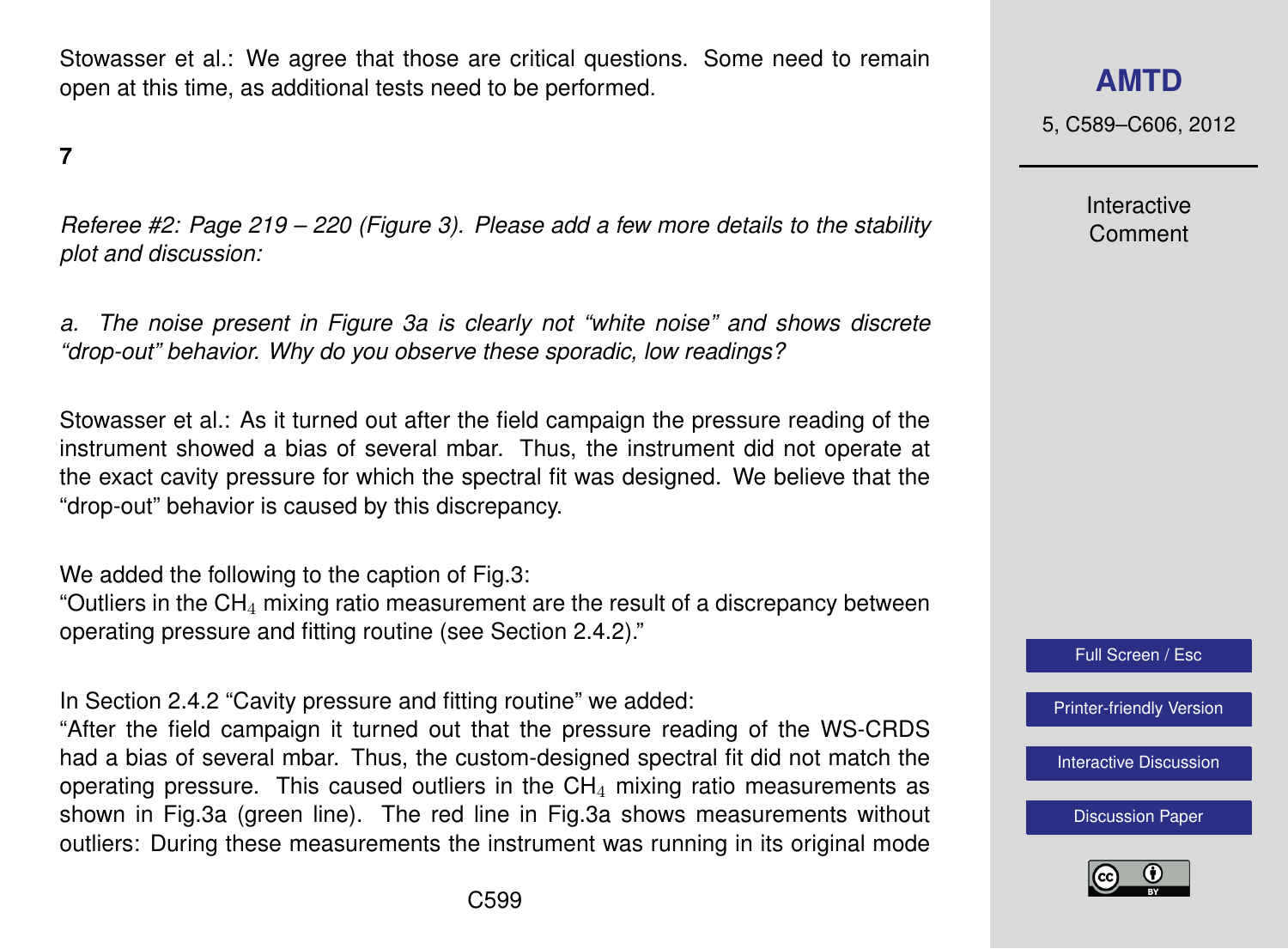Stowasser et al.: We agree that those are critical questions. Some need to remain open at this time, as additional tests need to be performed.

**7**

*Referee #2: Page 219 – 220 (Figure 3). Please add a few more details to the stability plot and discussion:*

*a. The noise present in Figure 3a is clearly not "white noise" and shows discrete "drop-out" behavior. Why do you observe these sporadic, low readings?*

Stowasser et al.: As it turned out after the field campaign the pressure reading of the instrument showed a bias of several mbar. Thus, the instrument did not operate at the exact cavity pressure for which the spectral fit was designed. We believe that the "drop-out" behavior is caused by this discrepancy.

We added the following to the caption of Fig.3:
"Outliers in the $CH_4$ mixing ratio measurement are the result of a discrepancy between operating pressure and fitting routine (see Section 2.4.2)."

In Section 2.4.2 "Cavity pressure and fitting routine" we added:
"After the field campaign it turned out that the pressure reading of the WS-CRDS had a bias of several mbar. Thus, the custom-designed spectral fit did not match the operating pressure. This caused outliers in the $CH_4$ mixing ratio measurements as shown in Fig.3a (green line). The red line in Fig.3a shows measurements without outliers: During these measurements the instrument was running in its original mode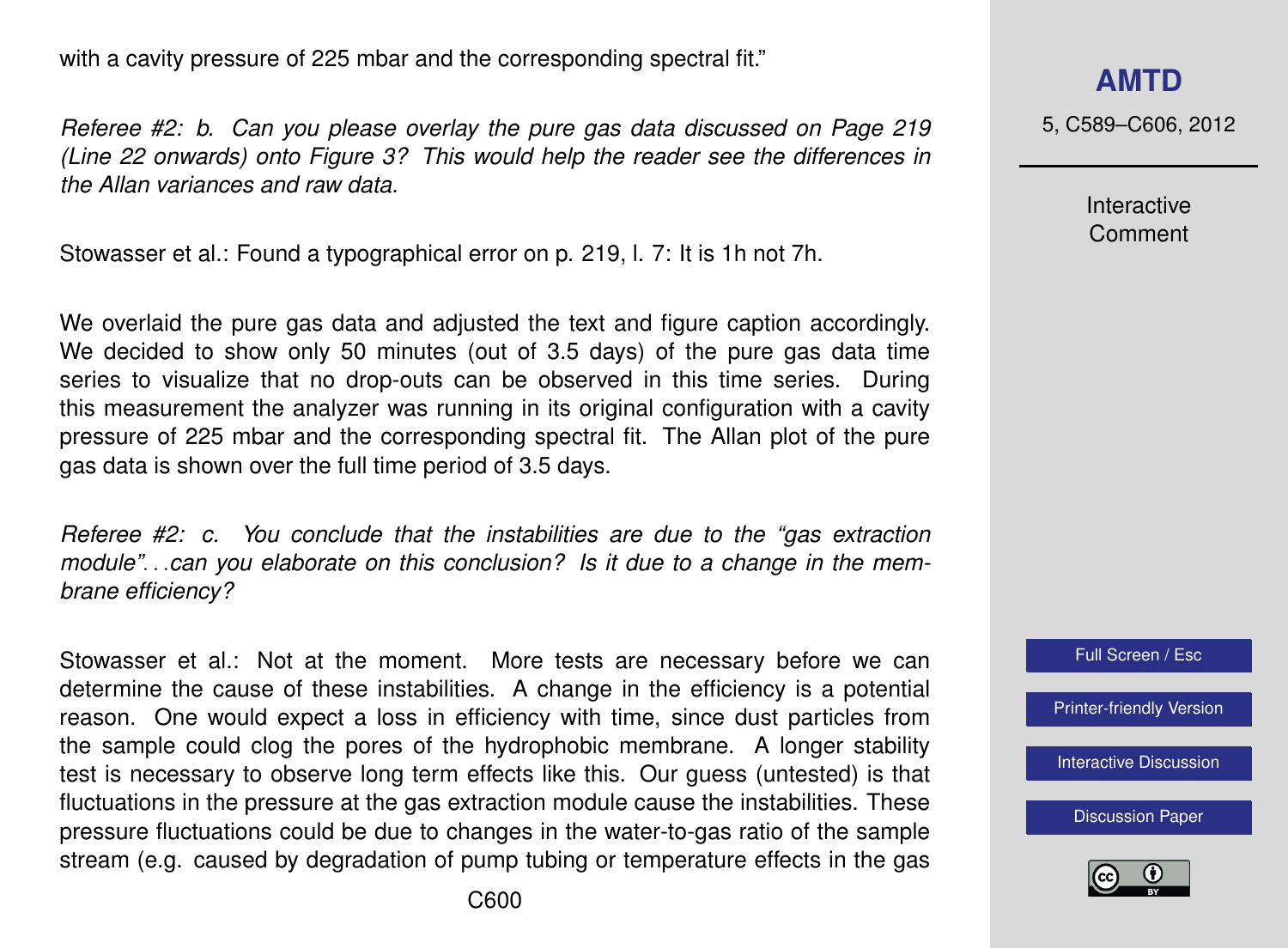with a cavity pressure of 225 mbar and the corresponding spectral fit."

*Referee #2: b. Can you please overlay the pure gas data discussed on Page 219 (Line 22 onwards) onto Figure 3? This would help the reader see the differences in the Allan variances and raw data.*

Stowasser et al.: Found a typographical error on p. 219, l. 7: It is 1h not 7h.

We overlaid the pure gas data and adjusted the text and figure caption accordingly. We decided to show only 50 minutes (out of 3.5 days) of the pure gas data time series to visualize that no drop-outs can be observed in this time series. During this measurement the analyzer was running in its original configuration with a cavity pressure of 225 mbar and the corresponding spectral fit. The Allan plot of the pure gas data is shown over the full time period of 3.5 days.

*Referee #2: c. You conclude that the instabilities are due to the "gas extraction module"...can you elaborate on this conclusion? Is it due to a change in the membrane efficiency?*

Stowasser et al.: Not at the moment. More tests are necessary before we can determine the cause of these instabilities. A change in the efficiency is a potential reason. One would expect a loss in efficiency with time, since dust particles from the sample could clog the pores of the hydrophobic membrane. A longer stability test is necessary to observe long term effects like this. Our guess (untested) is that fluctuations in the pressure at the gas extraction module cause the instabilities. These pressure fluctuations could be due to changes in the water-to-gas ratio of the sample stream (e.g. caused by degradation of pump tubing or temperature effects in the gas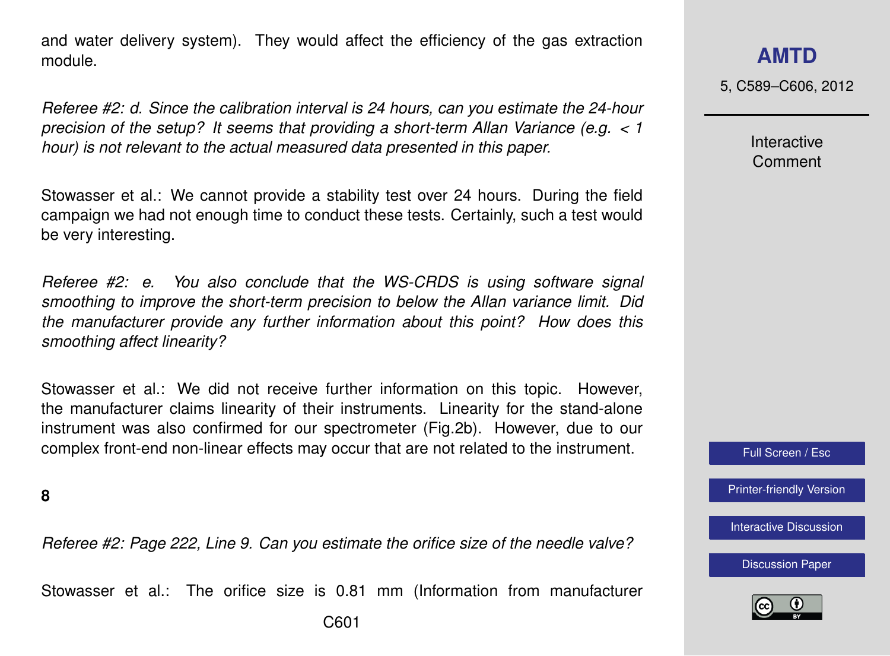and water delivery system). They would affect the efficiency of the gas extraction module.

*Referee #2: d. Since the calibration interval is 24 hours, can you estimate the 24-hour precision of the setup? It seems that providing a short-term Allan Variance (e.g. < 1 hour) is not relevant to the actual measured data presented in this paper.*

Stowasser et al.: We cannot provide a stability test over 24 hours. During the field campaign we had not enough time to conduct these tests. Certainly, such a test would be very interesting.

*Referee #2: e. You also conclude that the WS-CRDS is using software signal smoothing to improve the short-term precision to below the Allan variance limit. Did the manufacturer provide any further information about this point? How does this smoothing affect linearity?*

Stowasser et al.: We did not receive further information on this topic. However, the manufacturer claims linearity of their instruments. Linearity for the stand-alone instrument was also confirmed for our spectrometer (Fig.2b). However, due to our complex front-end non-linear effects may occur that are not related to the instrument.

**8**

*Referee #2: Page 222, Line 9. Can you estimate the orifice size of the needle valve?*

Stowasser et al.: The orifice size is 0.81 mm (Information from manufacturer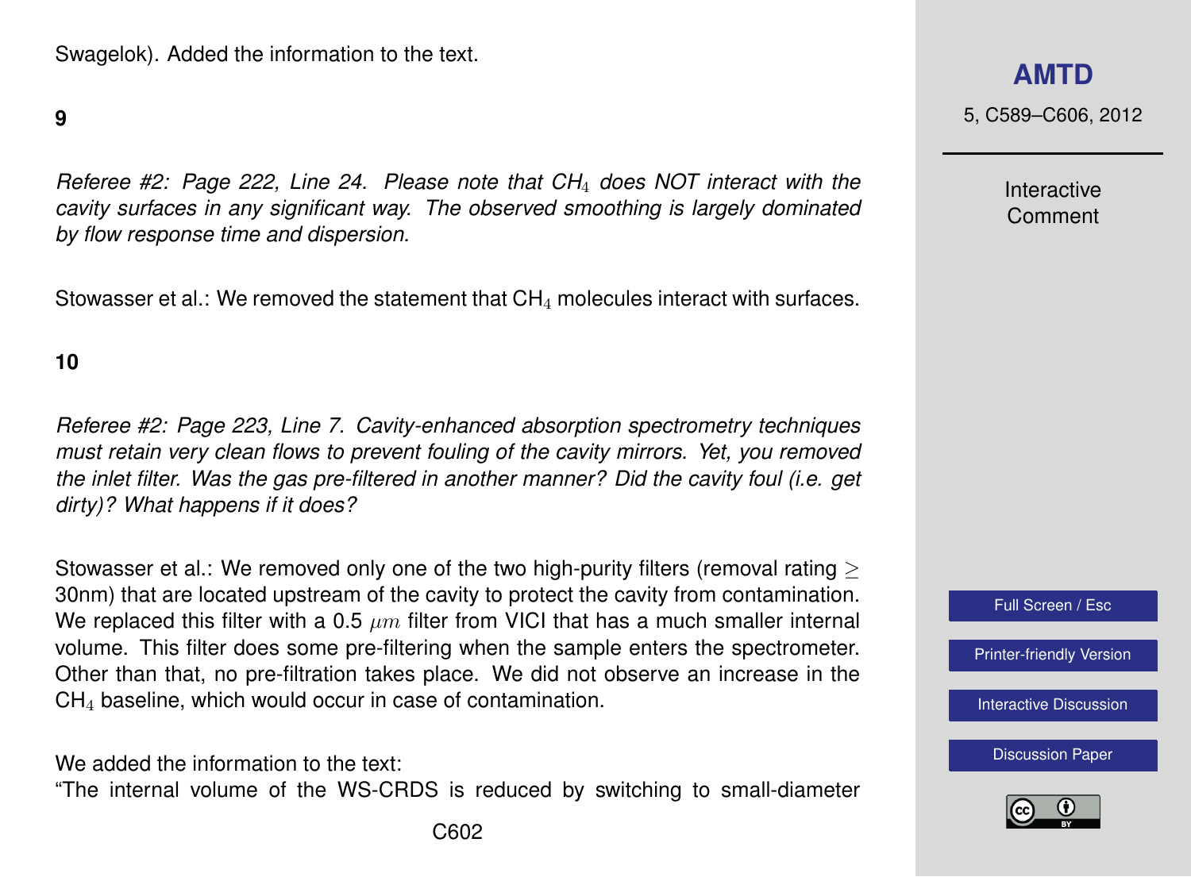Swagelok). Added the information to the text.

**9**

*Referee #2: Page 222, Line 24. Please note that $CH_4$ does NOT interact with the cavity surfaces in any significant way. The observed smoothing is largely dominated by flow response time and dispersion.*

Stowasser et al.: We removed the statement that $CH_4$ molecules interact with surfaces.

**10**

*Referee #2: Page 223, Line 7. Cavity-enhanced absorption spectrometry techniques must retain very clean flows to prevent fouling of the cavity mirrors. Yet, you removed the inlet filter. Was the gas pre-filtered in another manner? Did the cavity foul (i.e. get dirty)? What happens if it does?*

Stowasser et al.: We removed only one of the two high-purity filters (removal rating $\geq$ 30nm) that are located upstream of the cavity to protect the cavity from contamination. We replaced this filter with a 0.5 $\mu m$ filter from VICI that has a much smaller internal volume. This filter does some pre-filtering when the sample enters the spectrometer. Other than that, no pre-filtration takes place. We did not observe an increase in the $CH_4$ baseline, which would occur in case of contamination.

We added the information to the text:
"The internal volume of the WS-CRDS is reduced by switching to small-diameter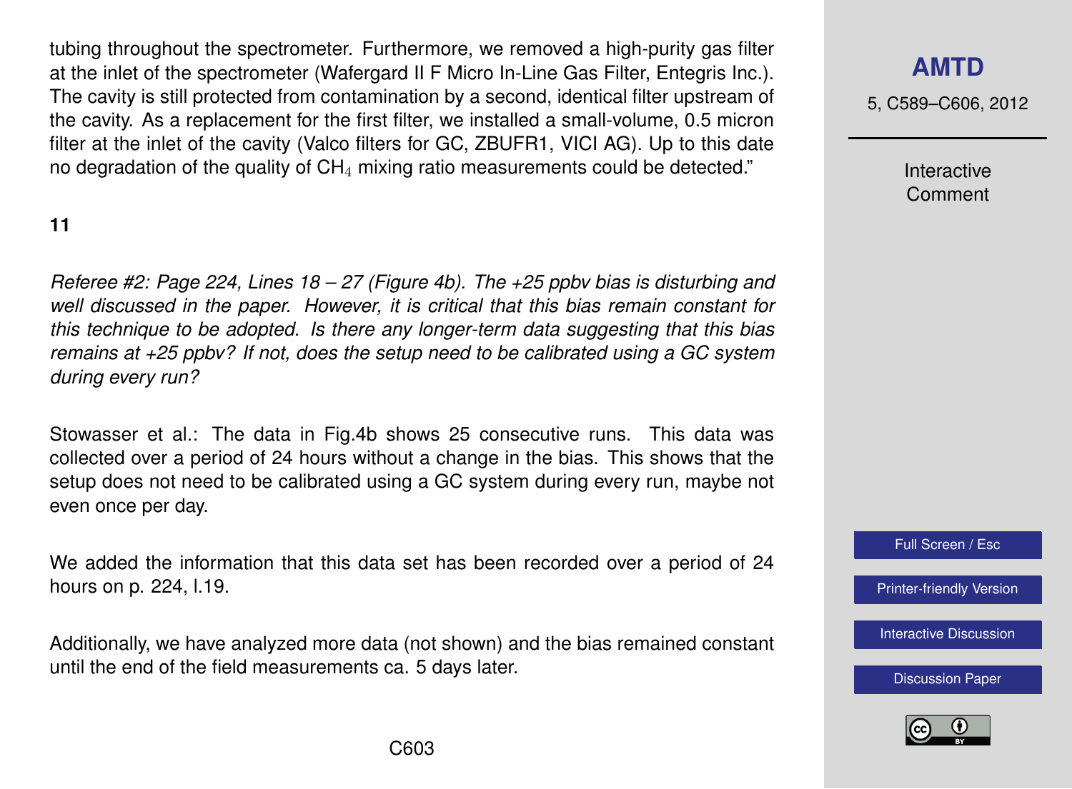tubing throughout the spectrometer. Furthermore, we removed a high-purity gas filter at the inlet of the spectrometer (Wafergard II F Micro In-Line Gas Filter, Entegris Inc.). The cavity is still protected from contamination by a second, identical filter upstream of the cavity. As a replacement for the first filter, we installed a small-volume, 0.5 micron filter at the inlet of the cavity (Valco filters for GC, ZBUFR1, VICI AG). Up to this date no degradation of the quality of $CH_4$ mixing ratio measurements could be detected."

**11**

*Referee #2: Page 224, Lines 18 – 27 (Figure 4b). The +25 ppbv bias is disturbing and well discussed in the paper. However, it is critical that this bias remain constant for this technique to be adopted. Is there any longer-term data suggesting that this bias remains at +25 ppbv? If not, does the setup need to be calibrated using a GC system during every run?*

Stowasser et al.: The data in Fig.4b shows 25 consecutive runs. This data was collected over a period of 24 hours without a change in the bias. This shows that the setup does not need to be calibrated using a GC system during every run, maybe not even once per day.

We added the information that this data set has been recorded over a period of 24 hours on p. 224, l.19.

Additionally, we have analyzed more data (not shown) and the bias remained constant until the end of the field measurements ca. 5 days later.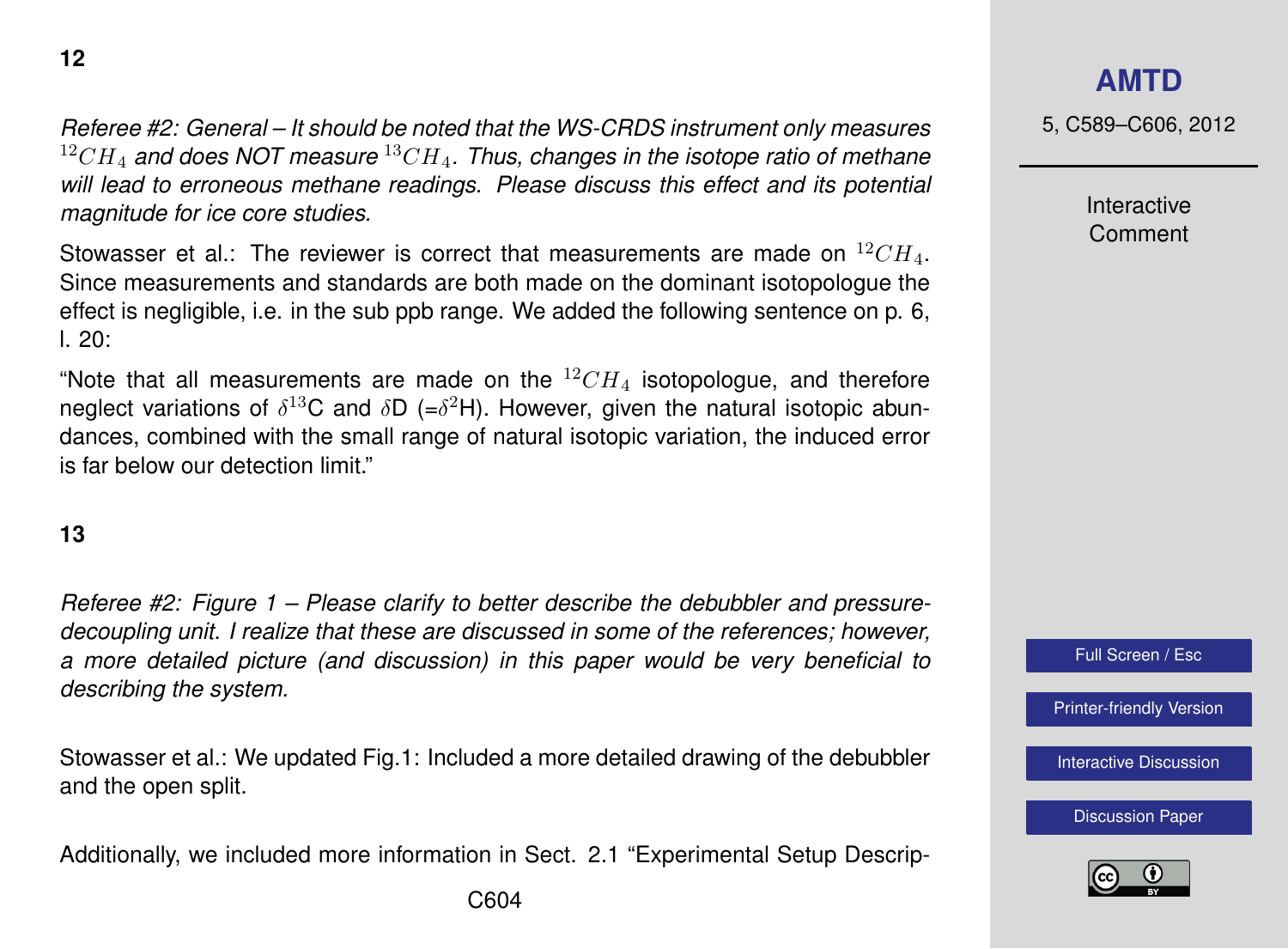**12**

*Referee #2: General – It should be noted that the WS-CRDS instrument only measures $^{12}CH_4$ and does NOT measure $^{13}CH_4$. Thus, changes in the isotope ratio of methane will lead to erroneous methane readings. Please discuss this effect and its potential magnitude for ice core studies.*

Stowasser et al.: The reviewer is correct that measurements are made on $^{12}CH_4$. Since measurements and standards are both made on the dominant isotopologue the effect is negligible, i.e. in the sub ppb range. We added the following sentence on p. 6, l. 20:

"Note that all measurements are made on the $^{12}CH_4$ isotopologue, and therefore neglect variations of $\delta^{13}$C and $\delta$D (=$\delta^{2}$H). However, given the natural isotopic abundances, combined with the small range of natural isotopic variation, the induced error is far below our detection limit."

**13**

*Referee #2: Figure 1 – Please clarify to better describe the debubbler and pressure-decoupling unit. I realize that these are discussed in some of the references; however, a more detailed picture (and discussion) in this paper would be very beneficial to describing the system.*

Stowasser et al.: We updated Fig.1: Included a more detailed drawing of the debubbler and the open split.

Additionally, we included more information in Sect. 2.1 "Experimental Setup Descrip-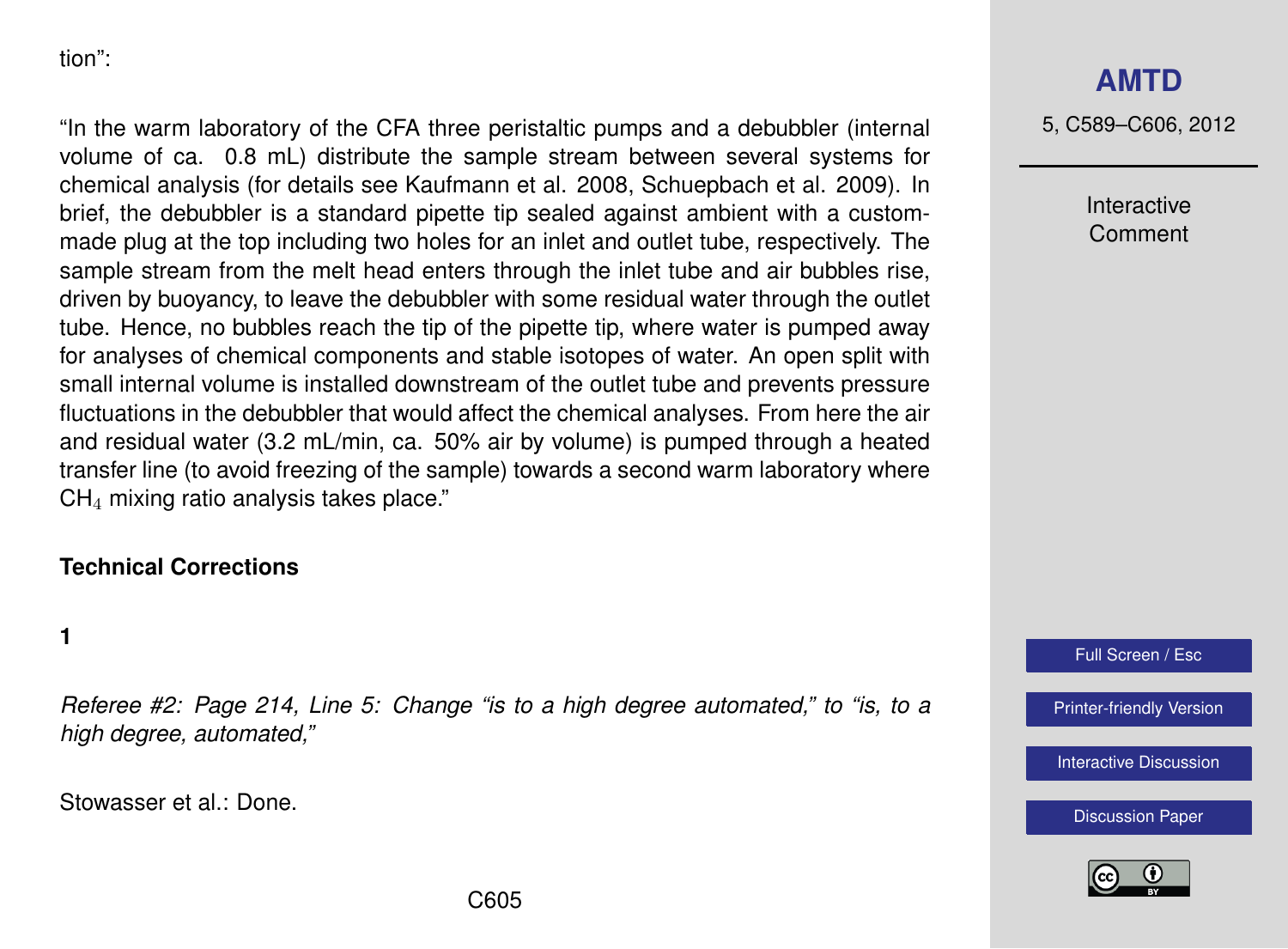tion":

"In the warm laboratory of the CFA three peristaltic pumps and a debubbler (internal volume of ca. 0.8 mL) distribute the sample stream between several systems for chemical analysis (for details see Kaufmann et al. 2008, Schuepbach et al. 2009). In brief, the debubbler is a standard pipette tip sealed against ambient with a custom-made plug at the top including two holes for an inlet and outlet tube, respectively. The sample stream from the melt head enters through the inlet tube and air bubbles rise, driven by buoyancy, to leave the debubbler with some residual water through the outlet tube. Hence, no bubbles reach the tip of the pipette tip, where water is pumped away for analyses of chemical components and stable isotopes of water. An open split with small internal volume is installed downstream of the outlet tube and prevents pressure fluctuations in the debubbler that would affect the chemical analyses. From here the air and residual water (3.2 mL/min, ca. 50% air by volume) is pumped through a heated transfer line (to avoid freezing of the sample) towards a second warm laboratory where $CH_4$ mixing ratio analysis takes place."

**Technical Corrections**

**1**

*Referee #2: Page 214, Line 5: Change "is to a high degree automated," to "is, to a high degree, automated,"*

Stowasser et al.: Done.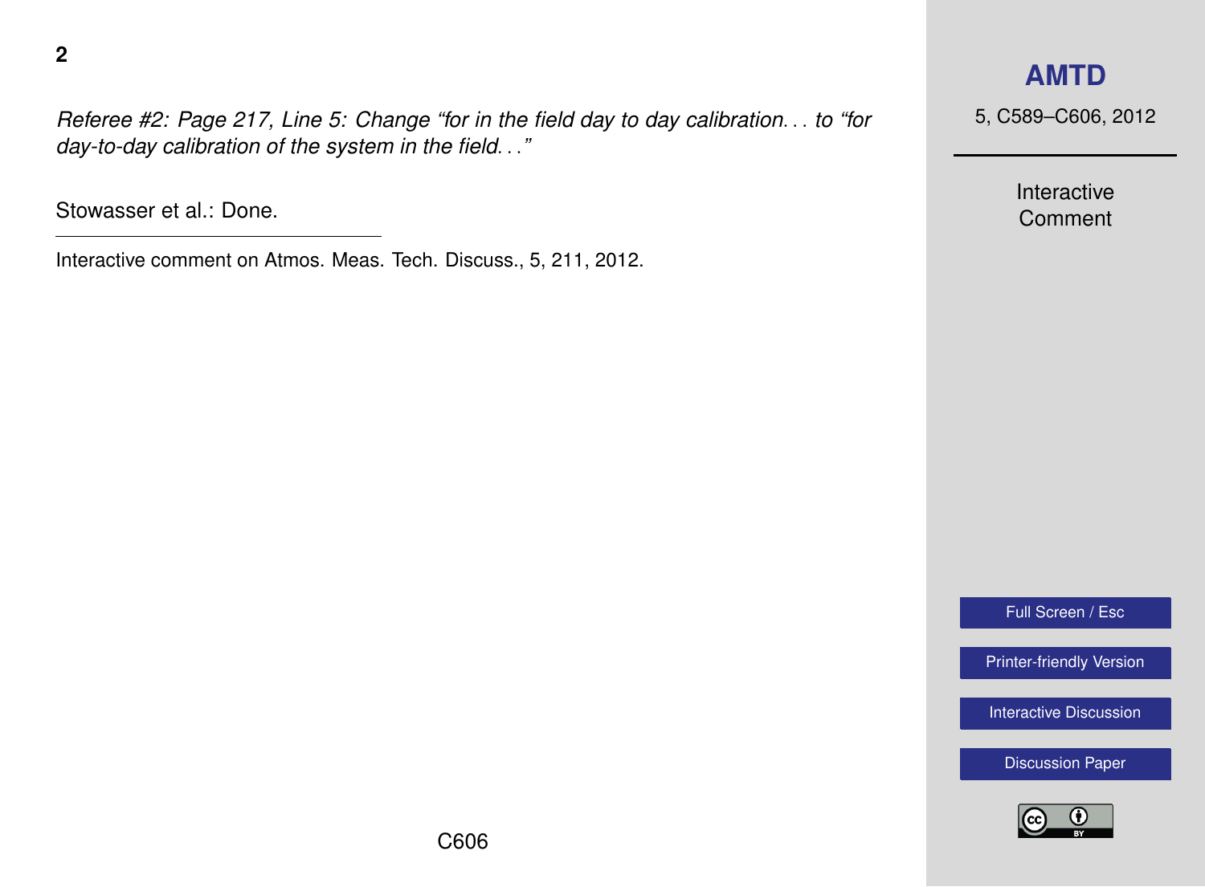**2**

*Referee #2: Page 217, Line 5: Change “for in the field day to day calibration. . . to “for day-to-day calibration of the system in the field. . .”*

Stowasser et al.: Done.

---

Interactive comment on Atmos. Meas. Tech. Discuss., 5, 211, 2012.